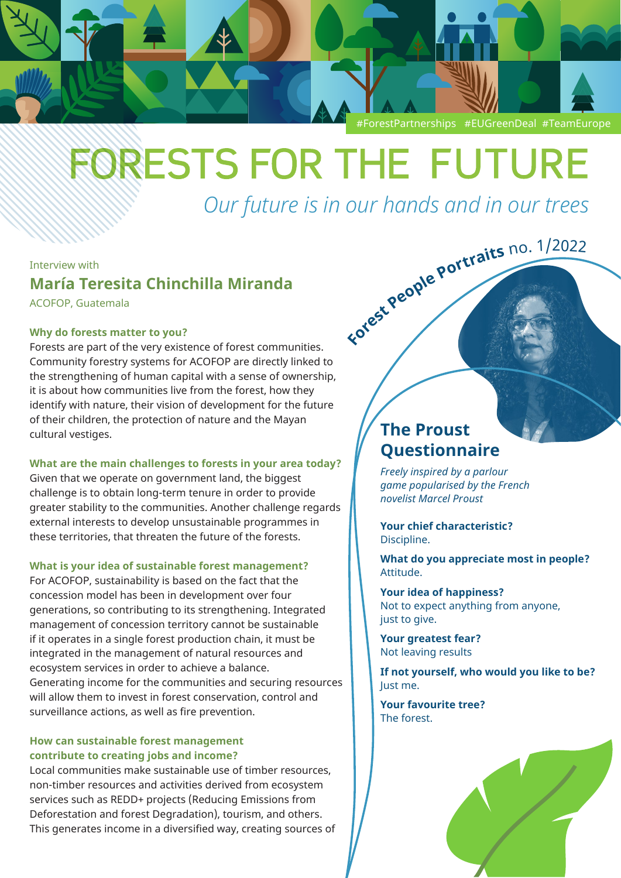#ForestPartnerships #EUGreenDeal #TeamEurope

# FORESTS FOR THE FUTURE

*Our future is in our hands and in our trees*

**Forest People Portraits** no. 1/2022

Interview with

## María Teresita Chinchilla Miranda

ACOFOP, Guatemala

### Why do forests matter to you?

Forests are part of the very existence of forest communities. Community forestry systems for ACOFOP are directly linked to the strengthening of human capital with a sense of ownership, it is about how communities live from the forest, how they identify with nature, their vision of development for the future of their children, the protection of nature and the Mayan cultural vestiges.

### What are the main challenges to forests in your area today?

Given that we operate on government land, the biggest challenge is to obtain long-term tenure in order to provide greater stability to the communities. Another challenge regards external interests to develop unsustainable programmes in these territories, that threaten the future of the forests.

### What is your idea of sustainable forest management?

For ACOFOP, sustainability is based on the fact that the concession model has been in development over four generations, so contributing to its strengthening. Integrated management of concession territory cannot be sustainable if it operates in a single forest production chain, it must be integrated in the management of natural resources and ecosystem services in order to achieve a balance.
Generating income for the communities and securing resources will allow them to invest in forest conservation, control and surveillance actions, as well as fire prevention.

### How can sustainable forest management contribute to creating jobs and income?

Local communities make sustainable use of timber resources, non-timber resources and activities derived from ecosystem services such as REDD+ projects (Reducing Emissions from Deforestation and forest Degradation), tourism, and others. This generates income in a diversified way, creating sources of

## The Proust Questionnaire

*Freely inspired by a parlour game popularised by the French novelist Marcel Proust*

**Your chief characteristic?**
Discipline.

**What do you appreciate most in people?**
Attitude.

**Your idea of happiness?**
Not to expect anything from anyone, just to give.

**Your greatest fear?**
Not leaving results

**If not yourself, who would you like to be?**
Just me.

**Your favourite tree?**
The forest.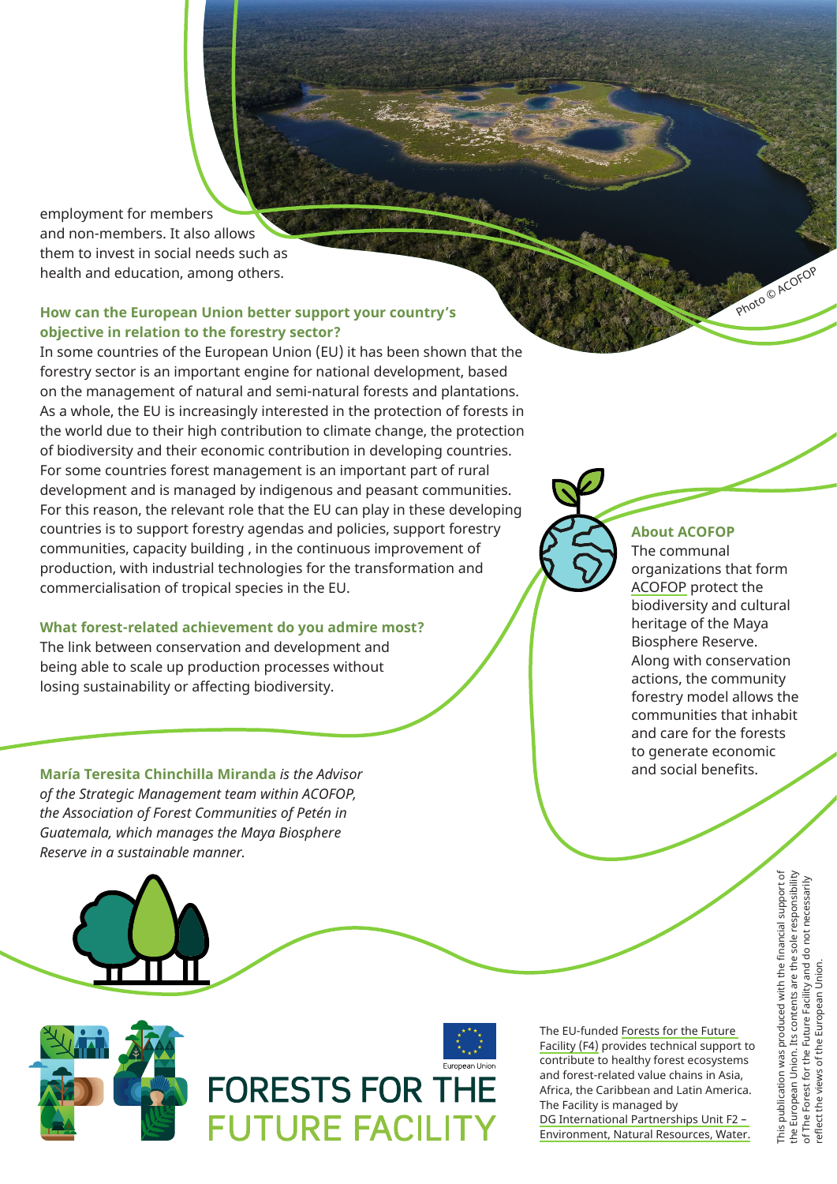employment for members and non-members. It also allows them to invest in social needs such as health and education, among others.

Photo © ACOFOP

### How can the European Union better support your country's objective in relation to the forestry sector?

In some countries of the European Union (EU) it has been shown that the forestry sector is an important engine for national development, based on the management of natural and semi-natural forests and plantations. As a whole, the EU is increasingly interested in the protection of forests in the world due to their high contribution to climate change, the protection of biodiversity and their economic contribution in developing countries. For some countries forest management is an important part of rural development and is managed by indigenous and peasant communities. For this reason, the relevant role that the EU can play in these developing countries is to support forestry agendas and policies, support forestry communities, capacity building , in the continuous improvement of production, with industrial technologies for the transformation and commercialisation of tropical species in the EU.

### What forest-related achievement do you admire most?

The link between conservation and development and being able to scale up production processes without losing sustainability or affecting biodiversity.

**María Teresita Chinchilla Miranda** *is the Advisor of the Strategic Management team within ACOFOP, the Association of Forest Communities of Petén in Guatemala, which manages the Maya Biosphere Reserve in a sustainable manner.*

### About ACOFOP

The communal organizations that form ACOFOP protect the biodiversity and cultural heritage of the Maya Biosphere Reserve. Along with conservation actions, the community forestry model allows the communities that inhabit and care for the forests to generate economic and social benefits.

European Union

FORESTS FOR THE FUTURE FACILITY

The EU-funded Forests for the Future Facility (F4) provides technical support to contribute to healthy forest ecosystems and forest-related value chains in Asia, Africa, the Caribbean and Latin America. The Facility is managed by DG International Partnerships Unit F2 – Environment, Natural Resources, Water.

This publication was produced with the financial support of the European Union. Its contents are the sole responsibility of The Forest for the Future Facility and do not necessarily reflect the views of the European Union.